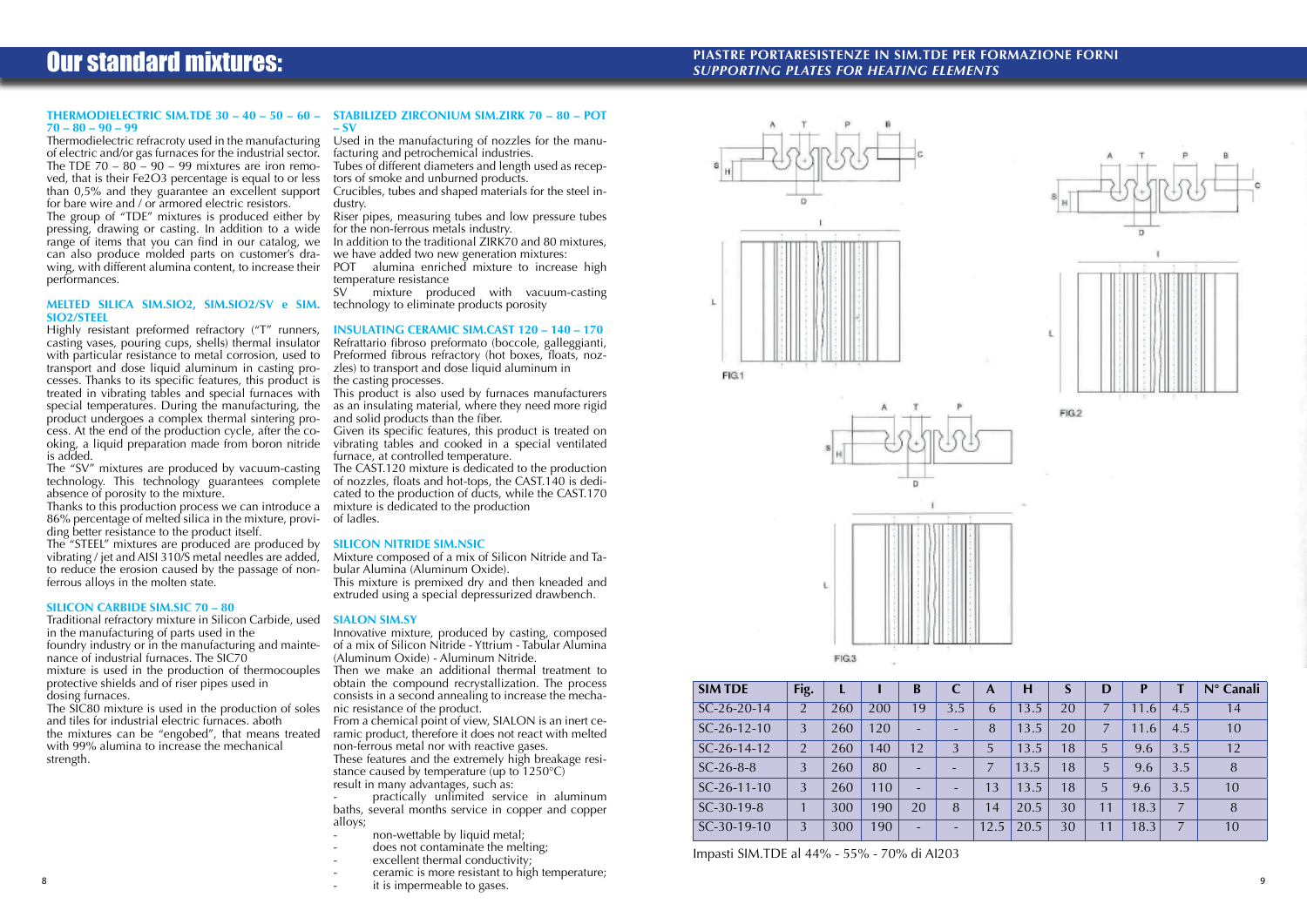# Our standard mixtures:

### THERMODIELECTRIC SIM.TDE 30 – 40 – 50 – 60 – 70 – 80 – 90 – 99

Thermodielectric refracroty used in the manufacturing of electric and/or gas furnaces for the industrial sector. The TDE 70 – 80 – 90 – 99 mixtures are iron removed, that is their Fe2O3 percentage is equal to or less than 0,5% and they guarantee an excellent support for bare wire and / or armored electric resistors.

The group of "TDE" mixtures is produced either by pressing, drawing or casting. In addition to a wide range of items that you can find in our catalog, we can also produce molded parts on customer's drawing, with different alumina content, to increase their performances.

### MELTED SILICA SIM.SIO2, SIM.SIO2/SV e SIM.SIO2/STEEL

Highly resistant preformed refractory ("T" runners, casting vases, pouring cups, shells) thermal insulator with particular resistance to metal corrosion, used to transport and dose liquid aluminum in casting processes. Thanks to its specific features, this product is treated in vibrating tables and special furnaces with special temperatures. During the manufacturing, the product undergoes a complex thermal sintering process. At the end of the production cycle, after the cooking, a liquid preparation made from boron nitride is added.

The "SV" mixtures are produced by vacuum-casting technology. This technology guarantees complete absence of porosity to the mixture.

Thanks to this production process we can introduce a 86% percentage of melted silica in the mixture, providing better resistance to the product itself.

The "STEEL" mixtures are produced are produced by vibrating / jet and AISI 310/S metal needles are added, to reduce the erosion caused by the passage of non-ferrous alloys in the molten state.

### SILICON CARBIDE SIM.SIC 70 – 80

Traditional refractory mixture in Silicon Carbide, used in the manufacturing of parts used in the foundry industry or in the manufacturing and maintenance of industrial furnaces. The SIC70 mixture is used in the production of thermocouples protective shields and of riser pipes used in dosing furnaces.

The SIC80 mixture is used in the production of soles and tiles for industrial electric furnaces. aboth the mixtures can be "engobed", that means treated with 99% alumina to increase the mechanical strength.

### STABILIZED ZIRCONIUM SIM.ZIRK 70 – 80 – POT – SV

Used in the manufacturing of nozzles for the manufacturing and petrochemical industries.

Tubes of different diameters and length used as receptors of smoke and unburned products.

Crucibles, tubes and shaped materials for the steel industry.

Riser pipes, measuring tubes and low pressure tubes for the non-ferrous metals industry.

In addition to the traditional ZIRK70 and 80 mixtures, we have added two new generation mixtures:

POT alumina enriched mixture to increase high temperature resistance

SV mixture produced with vacuum-casting technology to eliminate products porosity

### INSULATING CERAMIC SIM.CAST 120 – 140 – 170

Refrattario fibroso preformato (boccole, galleggianti, Preformed fibrous refractory (hot boxes, floats, nozzles) to transport and dose liquid aluminum in the casting processes.

This product is also used by furnaces manufacturers as an insulating material, where they need more rigid and solid products than the fiber.

Given its specific features, this product is treated on vibrating tables and cooked in a special ventilated furnace, at controlled temperature.

The CAST.120 mixture is dedicated to the production of nozzles, floats and hot-tops, the CAST.140 is dedicated to the production of ducts, while the CAST.170 mixture is dedicated to the production of ladles.

### SILICON NITRIDE SIM.NSIC

Mixture composed of a mix of Silicon Nitride and Tabular Alumina (Aluminum Oxide).

This mixture is premixed dry and then kneaded and extruded using a special depressurized drawbench.

### SIALON SIM.SY

Innovative mixture, produced by casting, composed of a mix of Silicon Nitride - Yttrium - Tabular Alumina (Aluminum Oxide) - Aluminum Nitride.

Then we make an additional thermal treatment to obtain the compound recrystallization. The process consists in a second annealing to increase the mechanic resistance of the product.

From a chemical point of view, SIALON is an inert ceramic product, therefore it does not react with melted non-ferrous metal nor with reactive gases.

These features and the extremely high breakage resistance caused by temperature (up to 1250°C) result in many advantages, such as:

- practically unlimited service in aluminum baths, several months service in copper and copper alloys;
- non-wettable by liquid metal;
- does not contaminate the melting;
- excellent thermal conductivity;
- ceramic is more resistant to high temperature;
- it is impermeable to gases.

## PIASTRE PORTARESISTENZE IN SIM.TDE PER FORMAZIONE FORNI
*SUPPORTING PLATES FOR HEATING ELEMENTS*

FIG.1

FIG.2

FIG.3

| SIM TDE | Fig. | L | I | B | C | A | H | S | D | P | T | N° Canali |
|---|---|---|---|---|---|---|---|---|---|---|---|---|
| SC-26-20-14 | 2 | 260 | 200 | 19 | 3.5 | 6 | 13.5 | 20 | 7 | 11.6 | 4.5 | 14 |
| SC-26-12-10 | 3 | 260 | 120 | - | - | 8 | 13.5 | 20 | 7 | 11.6 | 4.5 | 10 |
| SC-26-14-12 | 2 | 260 | 140 | 12 | 3 | 5 | 13.5 | 18 | 5 | 9.6 | 3.5 | 12 |
| SC-26-8-8 | 3 | 260 | 80 | - | - | 7 | 13.5 | 18 | 5 | 9.6 | 3.5 | 8 |
| SC-26-11-10 | 3 | 260 | 110 | - | - | 13 | 13.5 | 18 | 5 | 9.6 | 3.5 | 10 |
| SC-30-19-8 | 1 | 300 | 190 | 20 | 8 | 14 | 20.5 | 30 | 11 | 18.3 | 7 | 8 |
| SC-30-19-10 | 3 | 300 | 190 | - | - | 12.5 | 20.5 | 30 | 11 | 18.3 | 7 | 10 |

Impasti SIM.TDE al 44% - 55% - 70% di Al203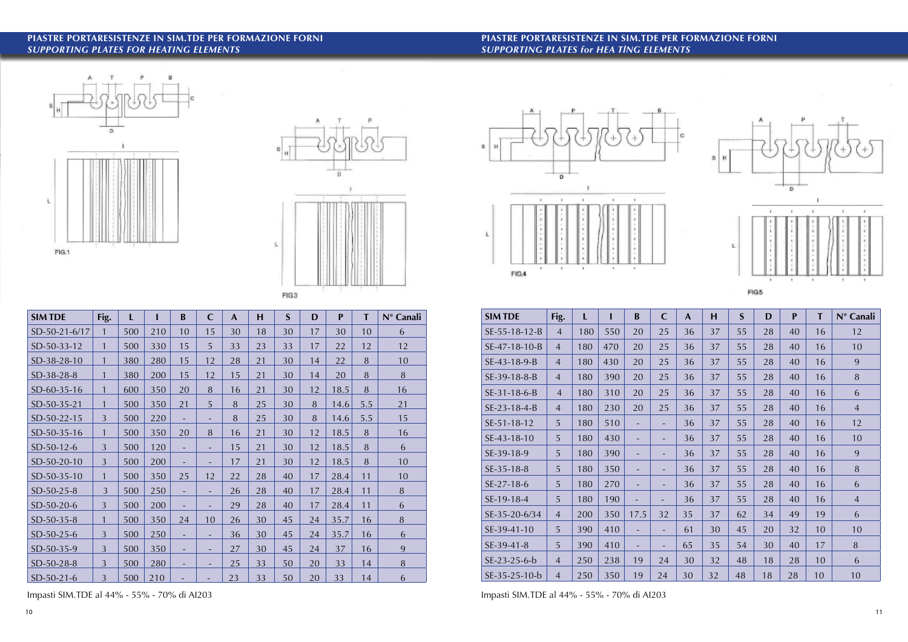## PIASTRE PORTARESISTENZE IN SIM.TDE PER FORMAZIONE FORNI
### *SUPPORTING PLATES FOR HEATING ELEMENTS*

FIG.1

FIG.3

| SIM TDE | Fig. | L | I | B | C | A | H | S | D | P | T | N° Canali |
|---|---|---|---|---|---|---|---|---|---|---|---|---|
| SD-50-21-6/17 | 1 | 500 | 210 | 10 | 15 | 30 | 18 | 30 | 17 | 30 | 10 | 6 |
| SD-50-33-12 | 1 | 500 | 330 | 15 | 5 | 33 | 23 | 33 | 17 | 22 | 12 | 12 |
| SD-38-28-10 | 1 | 380 | 280 | 15 | 12 | 28 | 21 | 30 | 14 | 22 | 8 | 10 |
| SD-38-28-8 | 1 | 380 | 200 | 15 | 12 | 15 | 21 | 30 | 14 | 20 | 8 | 8 |
| SD-60-35-16 | 1 | 600 | 350 | 20 | 8 | 16 | 21 | 30 | 12 | 18.5 | 8 | 16 |
| SD-50-35-21 | 1 | 500 | 350 | 21 | 5 | 8 | 25 | 30 | 8 | 14.6 | 5.5 | 21 |
| SD-50-22-15 | 3 | 500 | 220 | - | - | 8 | 25 | 30 | 8 | 14.6 | 5.5 | 15 |
| SD-50-35-16 | 1 | 500 | 350 | 20 | 8 | 16 | 21 | 30 | 12 | 18.5 | 8 | 16 |
| SD-50-12-6 | 3 | 500 | 120 | - | - | 15 | 21 | 30 | 12 | 18.5 | 8 | 6 |
| SD-50-20-10 | 3 | 500 | 200 | - | - | 17 | 21 | 30 | 12 | 18.5 | 8 | 10 |
| SD-50-35-10 | 1 | 500 | 350 | 25 | 12 | 22 | 28 | 40 | 17 | 28.4 | 11 | 10 |
| SD-50-25-8 | 3 | 500 | 250 | - | - | 26 | 28 | 40 | 17 | 28.4 | 11 | 8 |
| SD-50-20-6 | 3 | 500 | 200 | - | - | 29 | 28 | 40 | 17 | 28.4 | 11 | 6 |
| SD-50-35-8 | 1 | 500 | 350 | 24 | 10 | 26 | 30 | 45 | 24 | 35.7 | 16 | 8 |
| SD-50-25-6 | 3 | 500 | 250 | - | - | 36 | 30 | 45 | 24 | 35.7 | 16 | 6 |
| SD-50-35-9 | 3 | 500 | 350 | - | - | 27 | 30 | 45 | 24 | 37 | 16 | 9 |
| SD-50-28-8 | 3 | 500 | 280 | - | - | 25 | 33 | 50 | 20 | 33 | 14 | 8 |
| SD-50-21-6 | 3 | 500 | 210 | - | - | 23 | 33 | 50 | 20 | 33 | 14 | 6 |

Impasti SIM.TDE al 44% - 55% - 70% di Al203

## PIASTRE PORTARESISTENZE IN SIM.TDE PER FORMAZIONE FORNI
### *SUPPORTING PLATES for HEA TİNG ELEMENTS*

FIG.4

FIG.5

| SIM TDE | Fig. | L | I | B | C | A | H | S | D | P | T | N° Canali |
|---|---|---|---|---|---|---|---|---|---|---|---|---|
| SE-55-18-12-B | 4 | 180 | 550 | 20 | 25 | 36 | 37 | 55 | 28 | 40 | 16 | 12 |
| SE-47-18-10-B | 4 | 180 | 470 | 20 | 25 | 36 | 37 | 55 | 28 | 40 | 16 | 10 |
| SE-43-18-9-B | 4 | 180 | 430 | 20 | 25 | 36 | 37 | 55 | 28 | 40 | 16 | 9 |
| SE-39-18-8-B | 4 | 180 | 390 | 20 | 25 | 36 | 37 | 55 | 28 | 40 | 16 | 8 |
| SE-31-18-6-B | 4 | 180 | 310 | 20 | 25 | 36 | 37 | 55 | 28 | 40 | 16 | 6 |
| SE-23-18-4-B | 4 | 180 | 230 | 20 | 25 | 36 | 37 | 55 | 28 | 40 | 16 | 4 |
| SE-51-18-12 | 5 | 180 | 510 | - | - | 36 | 37 | 55 | 28 | 40 | 16 | 12 |
| SE-43-18-10 | 5 | 180 | 430 | - | - | 36 | 37 | 55 | 28 | 40 | 16 | 10 |
| SE-39-18-9 | 5 | 180 | 390 | - | - | 36 | 37 | 55 | 28 | 40 | 16 | 9 |
| SE-35-18-8 | 5 | 180 | 350 | - | - | 36 | 37 | 55 | 28 | 40 | 16 | 8 |
| SE-27-18-6 | 5 | 180 | 270 | - | - | 36 | 37 | 55 | 28 | 40 | 16 | 6 |
| SE-19-18-4 | 5 | 180 | 190 | - | - | 36 | 37 | 55 | 28 | 40 | 16 | 4 |
| SE-35-20-6/34 | 4 | 200 | 350 | 17.5 | 32 | 35 | 37 | 62 | 34 | 49 | 19 | 6 |
| SE-39-41-10 | 5 | 390 | 410 | - | - | 61 | 30 | 45 | 20 | 32 | 10 | 10 |
| SE-39-41-8 | 5 | 390 | 410 | - | - | 65 | 35 | 54 | 30 | 40 | 17 | 8 |
| SE-23-25-6-b | 4 | 250 | 238 | 19 | 24 | 30 | 32 | 48 | 18 | 28 | 10 | 6 |
| SE-35-25-10-b | 4 | 250 | 350 | 19 | 24 | 30 | 32 | 48 | 18 | 28 | 10 | 10 |

Impasti SIM.TDE al 44% - 55% - 70% di Al203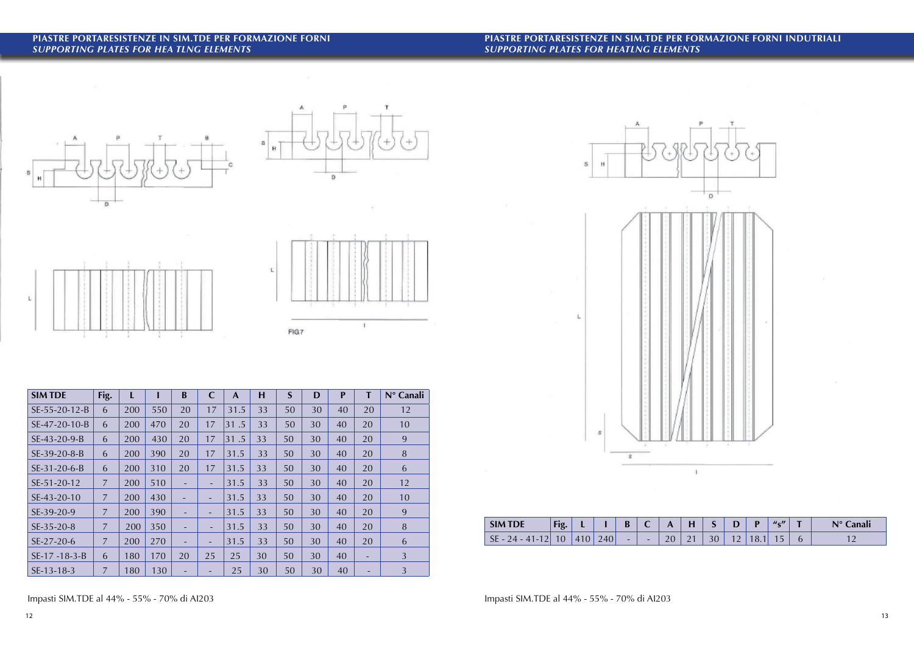## PIASTRE PORTARESISTENZE IN SIM.TDE PER FORMAZIONE FORNI
## *SUPPORTING PLATES FOR HEA TLNG ELEMENTS*

FIG.7

| SIM TDE | Fig. | L | I | B | C | A | H | S | D | P | T | N° Canali |
|---|---|---|---|---|---|---|---|---|---|---|---|---|
| SE-55-20-12-B | 6 | 200 | 550 | 20 | 17 | 31.5 | 33 | 50 | 30 | 40 | 20 | 12 |
| SE-47-20-10-B | 6 | 200 | 470 | 20 | 17 | 31 .5 | 33 | 50 | 30 | 40 | 20 | 10 |
| SE-43-20-9-B | 6 | 200 | 430 | 20 | 17 | 31 .5 | 33 | 50 | 30 | 40 | 20 | 9 |
| SE-39-20-8-B | 6 | 200 | 390 | 20 | 17 | 31.5 | 33 | 50 | 30 | 40 | 20 | 8 |
| SE-31-20-6-B | 6 | 200 | 310 | 20 | 17 | 31.5 | 33 | 50 | 30 | 40 | 20 | 6 |
| SE-51-20-12 | 7 | 200 | 510 | - | - | 31.5 | 33 | 50 | 30 | 40 | 20 | 12 |
| SE-43-20-10 | 7 | 200 | 430 | - | - | 31.5 | 33 | 50 | 30 | 40 | 20 | 10 |
| SE-39-20-9 | 7 | 200 | 390 | - | - | 31.5 | 33 | 50 | 30 | 40 | 20 | 9 |
| SE-35-20-8 | 7 | 200 | 350 | - | - | 31.5 | 33 | 50 | 30 | 40 | 20 | 8 |
| SE-27-20-6 | 7 | 200 | 270 | - | - | 31.5 | 33 | 50 | 30 | 40 | 20 | 6 |
| SE-17 -18-3-B | 6 | 180 | 170 | 20 | 25 | 25 | 30 | 50 | 30 | 40 | - | 3 |
| SE-13-18-3 | 7 | 180 | 130 | - | - | 25 | 30 | 50 | 30 | 40 | - | 3 |

Impasti SIM.TDE al 44% - 55% - 70% di Al203

## PIASTRE PORTARESISTENZE IN SIM.TDE PER FORMAZIONE FORNI INDUTRIALI
## *SUPPORTING PLATES FOR HEATLNG ELEMENTS*

| SIM TDE | Fig. | L | I | B | C | A | H | S | D | P | "s" | T | N° Canali |
|---|---|---|---|---|---|---|---|---|---|---|---|---|---|
| SE - 24 - 41-12 | 10 | 410 | 240 | - | - | 20 | 21 | 30 | 12 | 18.1 | 15 | 6 | 12 |

Impasti SIM.TDE al 44% - 55% - 70% di Al203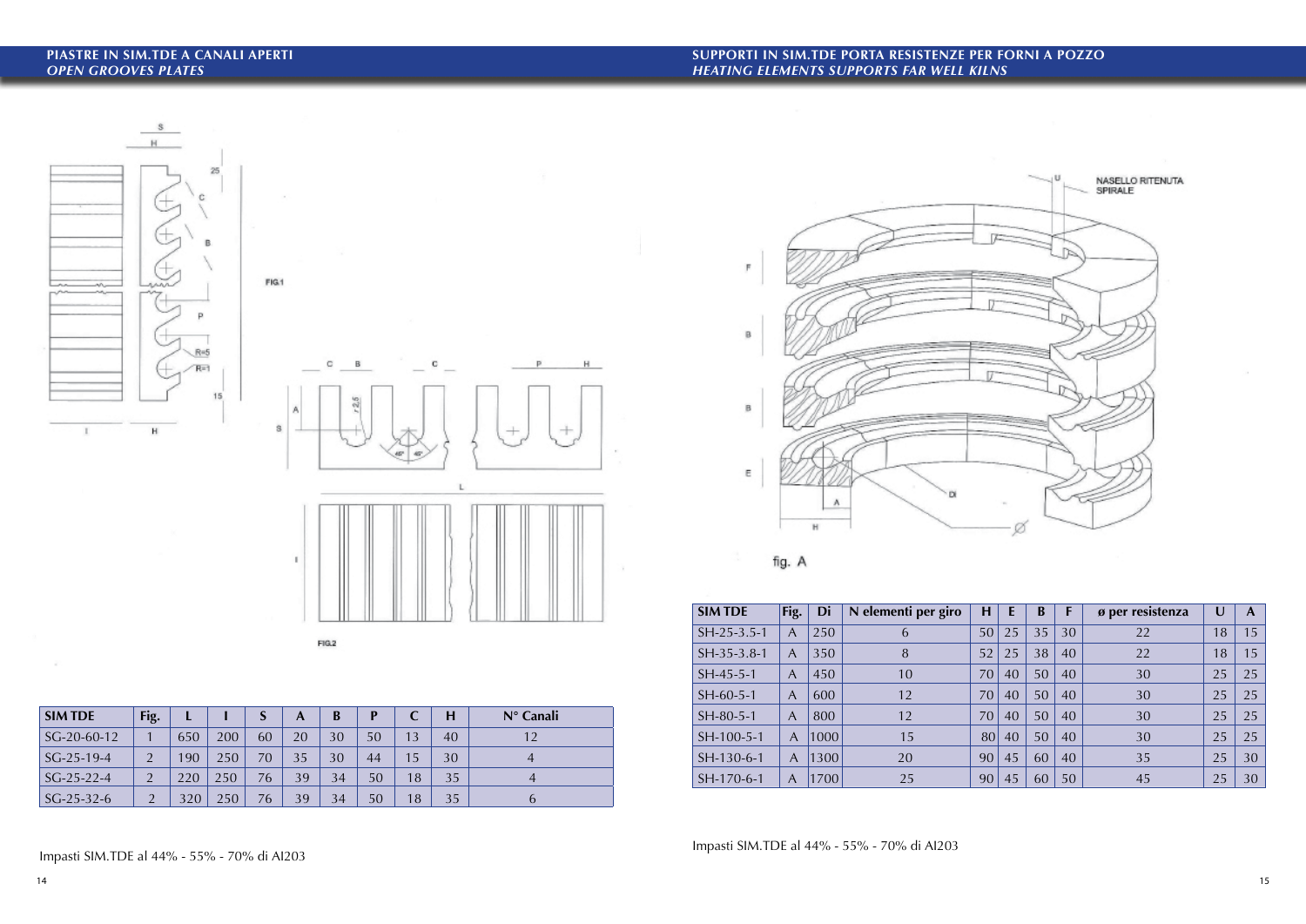## PIASTRE IN SIM.TDE A CANALI APERTI
## *OPEN GROOVES PLATES*

FIG.1

FIG.2

| SIM TDE | Fig. | L | l | S | A | B | P | C | H | N° Canali |
|---|---|---|---|---|---|---|---|---|---|---|
| SG-20-60-12 | 1 | 650 | 200 | 60 | 20 | 30 | 50 | 13 | 40 | 12 |
| SG-25-19-4 | 2 | 190 | 250 | 70 | 35 | 30 | 44 | 15 | 30 | 4 |
| SG-25-22-4 | 2 | 220 | 250 | 76 | 39 | 34 | 50 | 18 | 35 | 4 |
| SG-25-32-6 | 2 | 320 | 250 | 76 | 39 | 34 | 50 | 18 | 35 | 6 |

Impasti SIM.TDE al 44% - 55% - 70% di Al203

## SUPPORTI IN SIM.TDE PORTA RESISTENZE PER FORNI A POZZO
## *HEATING ELEMENTS SUPPORTS FAR WELL KILNS*

NASELLO RITENUTA SPIRALE

fig. A

| SIM TDE | Fig. | Di | N elementi per giro | H | E | B | F | ø per resistenza | U | A |
|---|---|---|---|---|---|---|---|---|---|---|
| SH-25-3.5-1 | A | 250 | 6 | 50 | 25 | 35 | 30 | 22 | 18 | 15 |
| SH-35-3.8-1 | A | 350 | 8 | 52 | 25 | 38 | 40 | 22 | 18 | 15 |
| SH-45-5-1 | A | 450 | 10 | 70 | 40 | 50 | 40 | 30 | 25 | 25 |
| SH-60-5-1 | A | 600 | 12 | 70 | 40 | 50 | 40 | 30 | 25 | 25 |
| SH-80-5-1 | A | 800 | 12 | 70 | 40 | 50 | 40 | 30 | 25 | 25 |
| SH-100-5-1 | A | 1000 | 15 | 80 | 40 | 50 | 40 | 30 | 25 | 25 |
| SH-130-6-1 | A | 1300 | 20 | 90 | 45 | 60 | 40 | 35 | 25 | 30 |
| SH-170-6-1 | A | 1700 | 25 | 90 | 45 | 60 | 50 | 45 | 25 | 30 |

Impasti SIM.TDE al 44% - 55% - 70% di Al203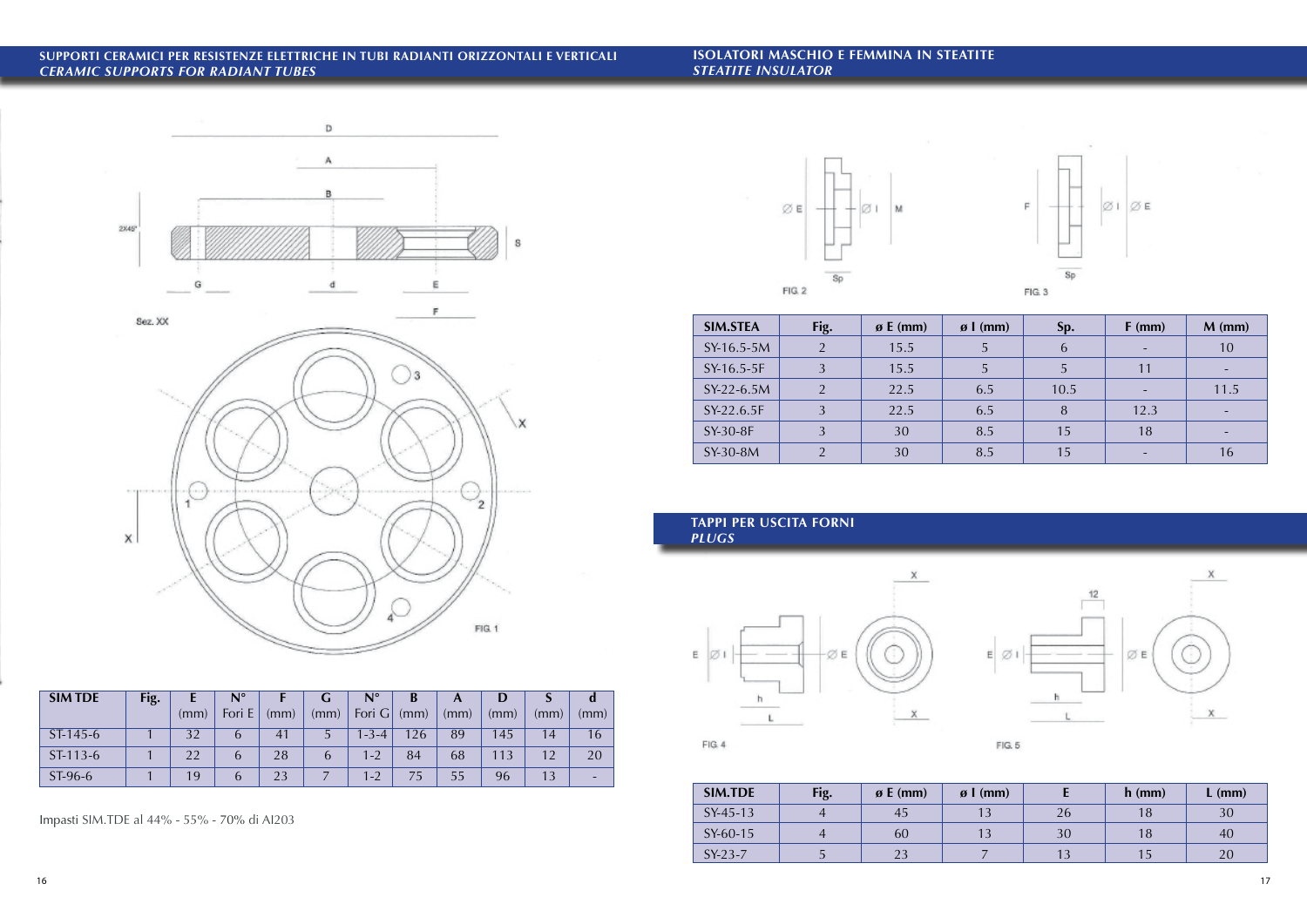## SUPPORTI CERAMICI PER RESISTENZE ELETTRICHE IN TUBI RADIANTI ORIZZONTALI E VERTICALI
*CERAMIC SUPPORTS FOR RADIANT TUBES*

| SIM TDE | Fig. | E (mm) | N° Fori E | F (mm) | G (mm) | N° Fori G | B (mm) | A (mm) | D (mm) | S (mm) | d (mm) |
|---|---|---|---|---|---|---|---|---|---|---|---|
| ST-145-6 | 1 | 32 | 6 | 41 | 5 | 1-3-4 | 126 | 89 | 145 | 14 | 16 |
| ST-113-6 | 1 | 22 | 6 | 28 | 6 | 1-2 | 84 | 68 | 113 | 12 | 20 |
| ST-96-6 | 1 | 19 | 6 | 23 | 7 | 1-2 | 75 | 55 | 96 | 13 | - |

Impasti SIM.TDE al 44% - 55% - 70% di Al203

## ISOLATORI MASCHIO E FEMMINA IN STEATITE
*STEATITE INSULATOR*

| SIM.STEA | Fig. | ø E (mm) | ø I (mm) | Sp. | F (mm) | M (mm) |
|---|---|---|---|---|---|---|
| SY-16.5-5M | 2 | 15.5 | 5 | 6 | - | 10 |
| SY-16.5-5F | 3 | 15.5 | 5 | 5 | 11 | - |
| SY-22-6.5M | 2 | 22.5 | 6.5 | 10.5 | - | 11.5 |
| SY-22.6.5F | 3 | 22.5 | 6.5 | 8 | 12.3 | - |
| SY-30-8F | 3 | 30 | 8.5 | 15 | 18 | - |
| SY-30-8M | 2 | 30 | 8.5 | 15 | - | 16 |

## TAPPI PER USCITA FORNI
*PLUGS*

| SIM.TDE | Fig. | ø E (mm) | ø I (mm) | E | h (mm) | L (mm) |
|---|---|---|---|---|---|---|
| SY-45-13 | 4 | 45 | 13 | 26 | 18 | 30 |
| SY-60-15 | 4 | 60 | 13 | 30 | 18 | 40 |
| SY-23-7 | 5 | 23 | 7 | 13 | 15 | 20 |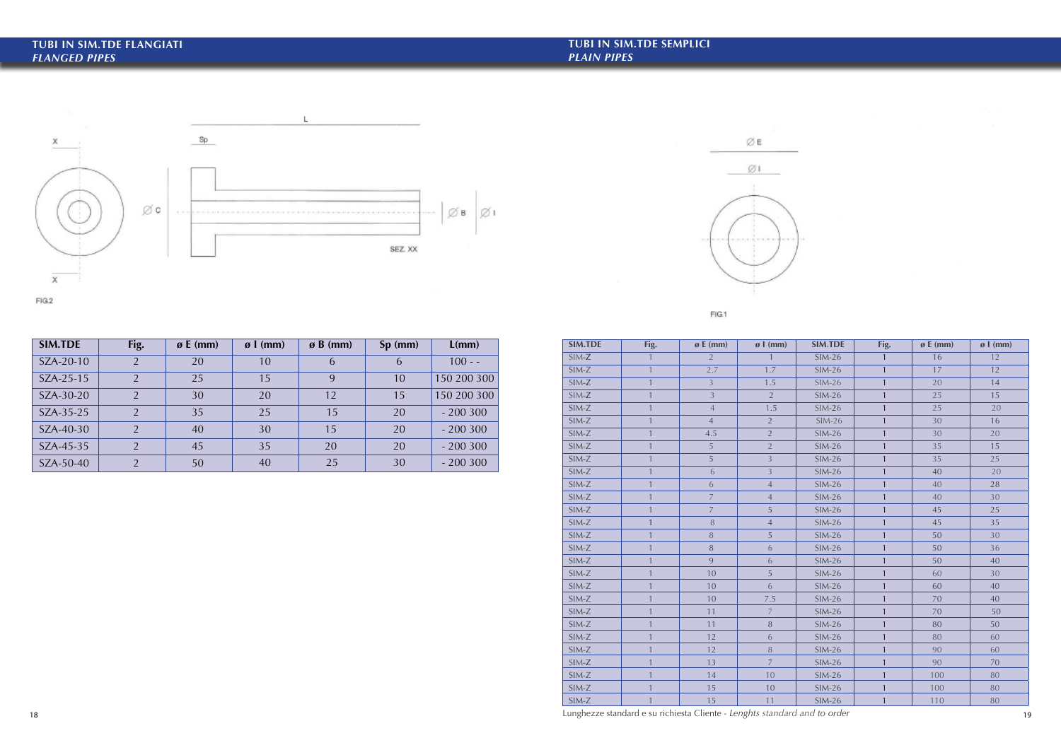## TUBI IN SIM.TDE FLANGIATI
### *FLANGED PIPES*

FIG.2

| SIM.TDE | Fig. | ø E (mm) | ø I (mm) | ø B (mm) | Sp (mm) | L(mm) |
|---|---|---|---|---|---|---|
| SZA-20-10 | 2 | 20 | 10 | 6 | 6 | 100 - - |
| SZA-25-15 | 2 | 25 | 15 | 9 | 10 | 150 200 300 |
| SZA-30-20 | 2 | 30 | 20 | 12 | 15 | 150 200 300 |
| SZA-35-25 | 2 | 35 | 25 | 15 | 20 | - 200 300 |
| SZA-40-30 | 2 | 40 | 30 | 15 | 20 | - 200 300 |
| SZA-45-35 | 2 | 45 | 35 | 20 | 20 | - 200 300 |
| SZA-50-40 | 2 | 50 | 40 | 25 | 30 | - 200 300 |

## TUBI IN SIM.TDE SEMPLICI
### *PLAIN PIPES*

FIG.1

| SIM.TDE | Fig. | ø E (mm) | ø I (mm) | SIM.TDE | Fig. | ø E (mm) | ø I (mm) |
|---|---|---|---|---|---|---|---|
| SIM-Z | 1 | 2 | 1 | SIM-26 | 1 | 16 | 12 |
| SIM-Z | 1 | 2.7 | 1.7 | SIM-26 | 1 | 17 | 12 |
| SIM-Z | 1 | 3 | 1.5 | SIM-26 | 1 | 20 | 14 |
| SIM-Z | 1 | 3 | 2 | SIM-26 | 1 | 25 | 15 |
| SIM-Z | 1 | 4 | 1.5 | SIM-26 | 1 | 25 | 20 |
| SIM-Z | 1 | 4 | 2 | SIM-26 | 1 | 30 | 16 |
| SIM-Z | 1 | 4.5 | 2 | SIM-26 | 1 | 30 | 20 |
| SIM-Z | 1 | 5 | 2 | SIM-26 | 1 | 35 | 15 |
| SIM-Z | 1 | 5 | 3 | SIM-26 | 1 | 35 | 25 |
| SIM-Z | 1 | 6 | 3 | SIM-26 | 1 | 40 | 20 |
| SIM-Z | 1 | 6 | 4 | SIM-26 | 1 | 40 | 28 |
| SIM-Z | 1 | 7 | 4 | SIM-26 | 1 | 40 | 30 |
| SIM-Z | 1 | 7 | 5 | SIM-26 | 1 | 45 | 25 |
| SIM-Z | 1 | 8 | 4 | SIM-26 | 1 | 45 | 35 |
| SIM-Z | 1 | 8 | 5 | SIM-26 | 1 | 50 | 30 |
| SIM-Z | 1 | 8 | 6 | SIM-26 | 1 | 50 | 36 |
| SIM-Z | 1 | 9 | 6 | SIM-26 | 1 | 50 | 40 |
| SIM-Z | 1 | 10 | 5 | SIM-26 | 1 | 60 | 30 |
| SIM-Z | 1 | 10 | 6 | SIM-26 | 1 | 60 | 40 |
| SIM-Z | 1 | 10 | 7.5 | SIM-26 | 1 | 70 | 40 |
| SIM-Z | 1 | 11 | 7 | SIM-26 | 1 | 70 | 50 |
| SIM-Z | 1 | 11 | 8 | SIM-26 | 1 | 80 | 50 |
| SIM-Z | 1 | 12 | 6 | SIM-26 | 1 | 80 | 60 |
| SIM-Z | 1 | 12 | 8 | SIM-26 | 1 | 90 | 60 |
| SIM-Z | 1 | 13 | 7 | SIM-26 | 1 | 90 | 70 |
| SIM-Z | 1 | 14 | 10 | SIM-26 | 1 | 100 | 80 |
| SIM-Z | 1 | 15 | 10 | SIM-26 | 1 | 100 | 80 |
| SIM-Z | 1 | 15 | 11 | SIM-26 | 1 | 110 | 80 |

Lunghezze standard e su richiesta Cliente - *Lenghts standard and to order*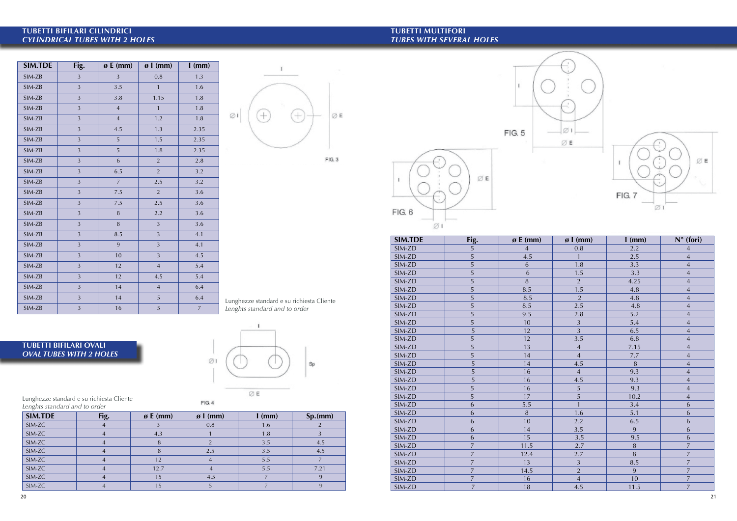## TUBETTI BIFILARI CILINDRICI
### *CYLINDRICAL TUBES WITH 2 HOLES*

| SIM.TDE | Fig. | ø E (mm) | ø I (mm) | I (mm) |
|---|---|---|---|---|
| SIM-ZB | 3 | 3 | 0.8 | 1.3 |
| SIM-ZB | 3 | 3.5 | 1 | 1.6 |
| SIM-ZB | 3 | 3.8 | 1.15 | 1.8 |
| SIM-ZB | 3 | 4 | 1 | 1.8 |
| SIM-ZB | 3 | 4 | 1.2 | 1.8 |
| SIM-ZB | 3 | 4.5 | 1.3 | 2.35 |
| SIM-ZB | 3 | 5 | 1.5 | 2.35 |
| SIM-ZB | 3 | 5 | 1.8 | 2.35 |
| SIM-ZB | 3 | 6 | 2 | 2.8 |
| SIM-ZB | 3 | 6.5 | 2 | 3.2 |
| SIM-ZB | 3 | 7 | 2.5 | 3.2 |
| SIM-ZB | 3 | 7.5 | 2 | 3.6 |
| SIM-ZB | 3 | 7.5 | 2.5 | 3.6 |
| SIM-ZB | 3 | 8 | 2.2 | 3.6 |
| SIM-ZB | 3 | 8 | 3 | 3.6 |
| SIM-ZB | 3 | 8.5 | 3 | 4.1 |
| SIM-ZB | 3 | 9 | 3 | 4.1 |
| SIM-ZB | 3 | 10 | 3 | 4.5 |
| SIM-ZB | 3 | 12 | 4 | 5.4 |
| SIM-ZB | 3 | 12 | 4.5 | 5.4 |
| SIM-ZB | 3 | 14 | 4 | 6.4 |
| SIM-ZB | 3 | 14 | 5 | 6.4 |
| SIM-ZB | 3 | 16 | 5 | 7 |

FIG. 3

Lunghezze standard e su richiesta Cliente
*Lenghts standard and to order*

## TUBETTI BIFILARI OVALI
### *OVAL TUBES WITH 2 HOLES*

FIG. 4

Lunghezze standard e su richiesta Cliente
*Lenghts standard and to order*

| SIM.TDE | Fig. | ø E (mm) | ø I (mm) | I (mm) | Sp.(mm) |
|---|---|---|---|---|---|
| SIM-ZC | 4 | 3 | 0.8 | 1.6 | 2 |
| SIM-ZC | 4 | 4.3 | 1 | 1.8 | 3 |
| SIM-ZC | 4 | 8 | 2 | 3.5 | 4.5 |
| SIM-ZC | 4 | 8 | 2.5 | 3.5 | 4.5 |
| SIM-ZC | 4 | 12 | 4 | 5.5 | 7 |
| SIM-ZC | 4 | 12.7 | 4 | 5.5 | 7.21 |
| SIM-ZC | 4 | 15 | 4.5 | 7 | 9 |
| SIM-ZC | 4 | 15 | 5 | 7 | 9 |

## TUBETTI MULTIFORI
### *TUBES WITH SEVERAL HOLES*

FIG. 5 FIG. 6 FIG. 7

| SIM.TDE | Fig. | ø E (mm) | ø I (mm) | I (mm) | N° (fori) |
|---|---|---|---|---|---|
| SIM-ZD | 5 | 4 | 0.8 | 2.2 | 4 |
| SIM-ZD | 5 | 4.5 | 1 | 2.5 | 4 |
| SIM-ZD | 5 | 6 | 1.8 | 3.3 | 4 |
| SIM-ZD | 5 | 6 | 1.5 | 3.3 | 4 |
| SIM-ZD | 5 | 8 | 2 | 4.25 | 4 |
| SIM-ZD | 5 | 8.5 | 1.5 | 4.8 | 4 |
| SIM-ZD | 5 | 8.5 | 2 | 4.8 | 4 |
| SIM-ZD | 5 | 8.5 | 2.5 | 4.8 | 4 |
| SIM-ZD | 5 | 9.5 | 2.8 | 5.2 | 4 |
| SIM-ZD | 5 | 10 | 3 | 5.4 | 4 |
| SIM-ZD | 5 | 12 | 3 | 6.5 | 4 |
| SIM-ZD | 5 | 12 | 3.5 | 6.8 | 4 |
| SIM-ZD | 5 | 13 | 4 | 7.15 | 4 |
| SIM-ZD | 5 | 14 | 4 | 7.7 | 4 |
| SIM-ZD | 5 | 14 | 4.5 | 8 | 4 |
| SIM-ZD | 5 | 16 | 4 | 9.3 | 4 |
| SIM-ZD | 5 | 16 | 4.5 | 9.3 | 4 |
| SIM-ZD | 5 | 16 | 5 | 9.3 | 4 |
| SIM-ZD | 5 | 17 | 5 | 10.2 | 4 |
| SIM-ZD | 6 | 5.5 | 1 | 3.4 | 6 |
| SIM-ZD | 6 | 8 | 1.6 | 5.1 | 6 |
| SIM-ZD | 6 | 10 | 2.2 | 6.5 | 6 |
| SIM-ZD | 6 | 14 | 3.5 | 9 | 6 |
| SIM-ZD | 6 | 15 | 3.5 | 9.5 | 6 |
| SIM-ZD | 7 | 11.5 | 2.7 | 8 | 7 |
| SIM-ZD | 7 | 12.4 | 2.7 | 8 | 7 |
| SIM-ZD | 7 | 13 | 3 | 8.5 | 7 |
| SIM-ZD | 7 | 14.5 | 2 | 9 | 7 |
| SIM-ZD | 7 | 16 | 4 | 10 | 7 |
| SIM-ZD | 7 | 18 | 4.5 | 11.5 | 7 |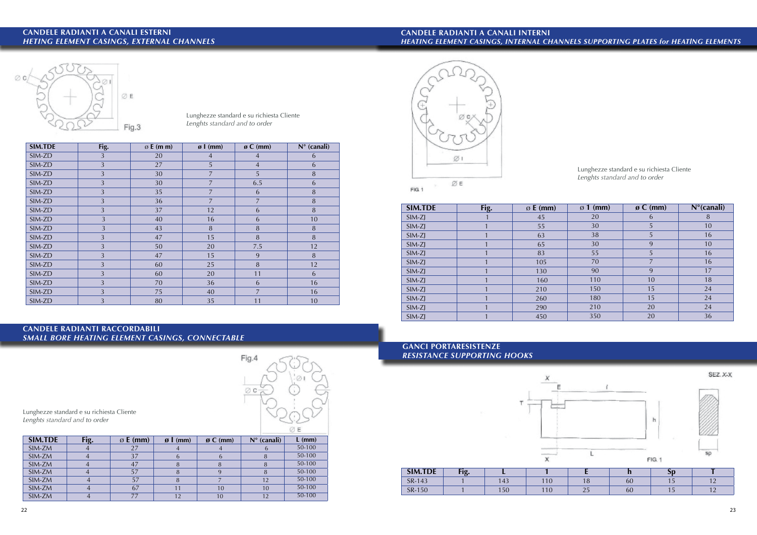## CANDELE RADIANTI A CANALI ESTERNI
### *HETING ELEMENT CASINGS, EXTERNAL CHANNELS*

Ø C
Ø I
Ø E
Fig.3

Lunghezze standard e su richiesta Cliente
*Lenghts standard and to order*

| SIM.TDE | Fig. | ø E (m m) | ø I (mm) | ø C (mm) | N° (canali) |
|---|---|---|---|---|---|
| SIM-ZD | 3 | 20 | 4 | 4 | 6 |
| SIM-ZD | 3 | 27 | 5 | 4 | 6 |
| SIM-ZD | 3 | 30 | 7 | 5 | 8 |
| SIM-ZD | 3 | 30 | 7 | 6.5 | 6 |
| SIM-ZD | 3 | 35 | 7 | 6 | 8 |
| SIM-ZD | 3 | 36 | 7 | 7 | 8 |
| SIM-ZD | 3 | 37 | 12 | 6 | 8 |
| SIM-ZD | 3 | 40 | 16 | 6 | 10 |
| SIM-ZD | 3 | 43 | 8 | 8 | 8 |
| SIM-ZD | 3 | 47 | 15 | 8 | 8 |
| SIM-ZD | 3 | 50 | 20 | 7.5 | 12 |
| SIM-ZD | 3 | 47 | 15 | 9 | 8 |
| SIM-ZD | 3 | 60 | 25 | 8 | 12 |
| SIM-ZD | 3 | 60 | 20 | 11 | 6 |
| SIM-ZD | 3 | 70 | 36 | 6 | 16 |
| SIM-ZD | 3 | 75 | 40 | 7 | 16 |
| SIM-ZD | 3 | 80 | 35 | 11 | 10 |

## CANDELE RADIANTI RACCORDABILI
### *SMALL BORE HEATING ELEMENT CASINGS, CONNECTABLE*

Fig.4
Ø I
Ø C
Ø E

Lunghezze standard e su richiesta Cliente
*Lenghts standard and to order*

| SIM.TDE | Fig. | ø E (mm) | ø I (mm) | ø C (mm) | N° (canali) | L (mm) |
|---|---|---|---|---|---|---|
| SIM-ZM | 4 | 27 | 4 | 4 | 6 | 50-100 |
| SIM-ZM | 4 | 37 | 6 | 6 | 8 | 50-100 |
| SIM-ZM | 4 | 47 | 8 | 8 | 8 | 50-100 |
| SIM-ZM | 4 | 57 | 8 | 9 | 8 | 50-100 |
| SIM-ZM | 4 | 57 | 8 | 7 | 12 | 50-100 |
| SIM-ZM | 4 | 67 | 11 | 10 | 10 | 50-100 |
| SIM-ZM | 4 | 77 | 12 | 10 | 12 | 50-100 |

## CANDELE RADIANTI A CANALI INTERNI
### *HEATING ELEMENT CASINGS, INTERNAL CHANNELS SUPPORTING PLATES for HEATING ELEMENTS*

Ø C
Ø I
Ø E
FIG. 1

Lunghezze standard e su richiesta Cliente
*Lenghts standard and to order*

| SIM.TDE | Fig. | ø E (mm) | ø 1 (mm) | ø C (mm) | N°(canali) |
|---|---|---|---|---|---|
| SIM-ZJ | 1 | 45 | 20 | 6 | 8 |
| SIM-ZJ | 1 | 55 | 30 | 5 | 10 |
| SIM-ZJ | 1 | 63 | 38 | 5 | 16 |
| SIM-ZJ | 1 | 65 | 30 | 9 | 10 |
| SIM-ZJ | 1 | 83 | 55 | 5 | 16 |
| SIM-ZJ | 1 | 105 | 70 | 7 | 16 |
| SIM-ZJ | 1 | 130 | 90 | 9 | 17 |
| SIM-ZJ | 1 | 160 | 110 | 10 | 18 |
| SIM-ZJ | 1 | 210 | 150 | 15 | 24 |
| SIM-ZJ | 1 | 260 | 180 | 15 | 24 |
| SIM-ZJ | 1 | 290 | 210 | 20 | 24 |
| SIM-ZJ | 1 | 450 | 350 | 20 | 36 |

## GANCI PORTARESISTENZE
### *RESISTANCE SUPPORTING HOOKS*

X
E
l
T
h
L
X
FIG. 1
SEZ. X-X
sp

| SIM.TDE | Fig. | L | 1 | E | h | Sp | T |
|---|---|---|---|---|---|---|---|
| SR-143 | 1 | 143 | 110 | 18 | 60 | 15 | 12 |
| SR-150 | 1 | 150 | 110 | 25 | 60 | 15 | 12 |